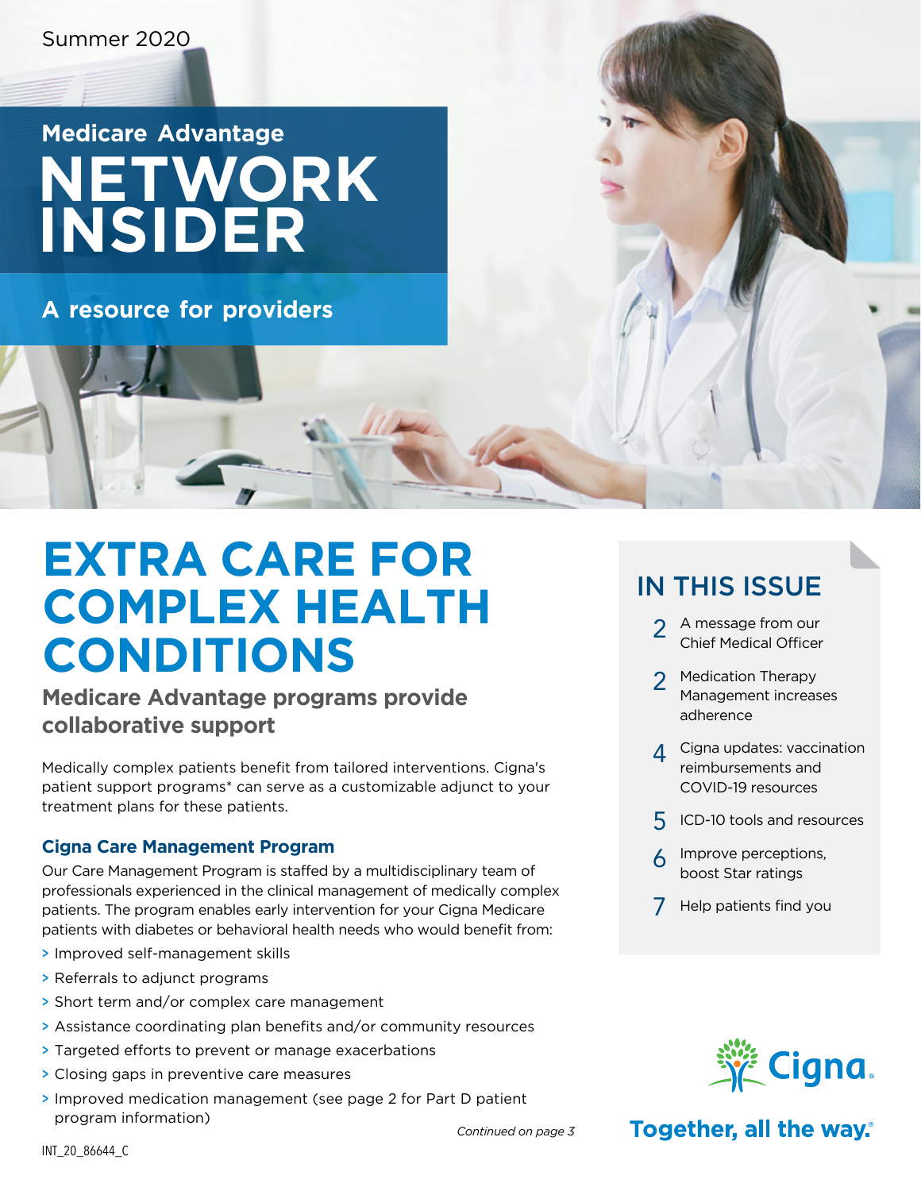Summer 2020

# Medicare Advantage NETWORK INSIDER

**A resource for providers**

# EXTRA CARE FOR COMPLEX HEALTH CONDITIONS

## Medicare Advantage programs provide collaborative support

Medically complex patients benefit from tailored interventions. Cigna's patient support programs* can serve as a customizable adjunct to your treatment plans for these patients.

### Cigna Care Management Program

Our Care Management Program is staffed by a multidisciplinary team of professionals experienced in the clinical management of medically complex patients. The program enables early intervention for your Cigna Medicare patients with diabetes or behavioral health needs who would benefit from:

- Improved self-management skills
- Referrals to adjunct programs
- Short term and/or complex care management
- Assistance coordinating plan benefits and/or community resources
- Targeted efforts to prevent or manage exacerbations
- Closing gaps in preventive care measures
- Improved medication management (see page 2 for Part D patient program information)

*Continued on page 3*

## IN THIS ISSUE

- 2 A message from our Chief Medical Officer
- 2 Medication Therapy Management increases adherence
- 4 Cigna updates: vaccination reimbursements and COVID-19 resources
- 5 ICD-10 tools and resources
- 6 Improve perceptions, boost Star ratings
- 7 Help patients find you

Cigna

Together, all the way.

INT_20_86644_C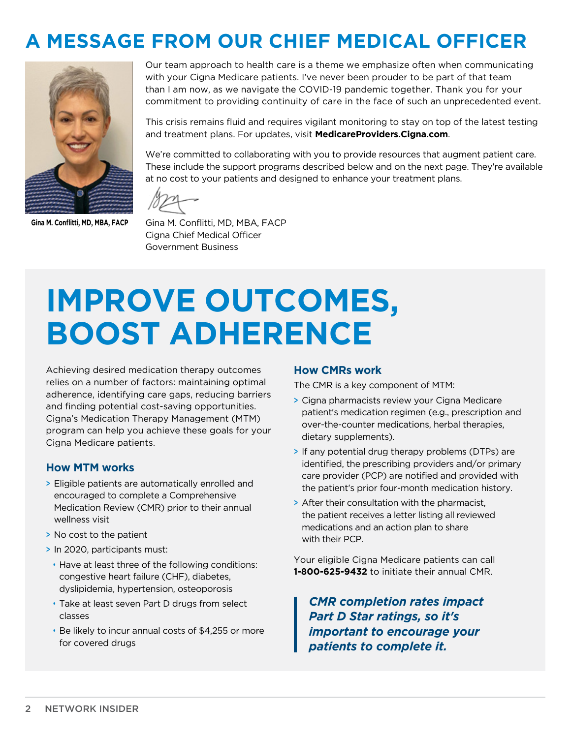# A MESSAGE FROM OUR CHIEF MEDICAL OFFICER

Gina M. Conflitti, MD, MBA, FACP

Our team approach to health care is a theme we emphasize often when communicating with your Cigna Medicare patients. I've never been prouder to be part of that team than I am now, as we navigate the COVID-19 pandemic together. Thank you for your commitment to providing continuity of care in the face of such an unprecedented event.

This crisis remains fluid and requires vigilant monitoring to stay on top of the latest testing and treatment plans. For updates, visit **MedicareProviders.Cigna.com**.

We're committed to collaborating with you to provide resources that augment patient care. These include the support programs described below and on the next page. They're available at no cost to your patients and designed to enhance your treatment plans.

Gina M. Conflitti, MD, MBA, FACP
Cigna Chief Medical Officer
Government Business

# IMPROVE OUTCOMES, BOOST ADHERENCE

Achieving desired medication therapy outcomes relies on a number of factors: maintaining optimal adherence, identifying care gaps, reducing barriers and finding potential cost-saving opportunities. Cigna's Medication Therapy Management (MTM) program can help you achieve these goals for your Cigna Medicare patients.

### How MTM works

- Eligible patients are automatically enrolled and encouraged to complete a Comprehensive Medication Review (CMR) prior to their annual wellness visit
- No cost to the patient
- In 2020, participants must:
  - Have at least three of the following conditions: congestive heart failure (CHF), diabetes, dyslipidemia, hypertension, osteoporosis
  - Take at least seven Part D drugs from select classes
  - Be likely to incur annual costs of $4,255 or more for covered drugs

### How CMRs work

The CMR is a key component of MTM:

- Cigna pharmacists review your Cigna Medicare patient's medication regimen (e.g., prescription and over-the-counter medications, herbal therapies, dietary supplements).
- If any potential drug therapy problems (DTPs) are identified, the prescribing providers and/or primary care provider (PCP) are notified and provided with the patient's prior four-month medication history.
- After their consultation with the pharmacist, the patient receives a letter listing all reviewed medications and an action plan to share with their PCP.

Your eligible Cigna Medicare patients can call **1-800-625-9432** to initiate their annual CMR.

> ***CMR completion rates impact Part D Star ratings, so it's important to encourage your patients to complete it.***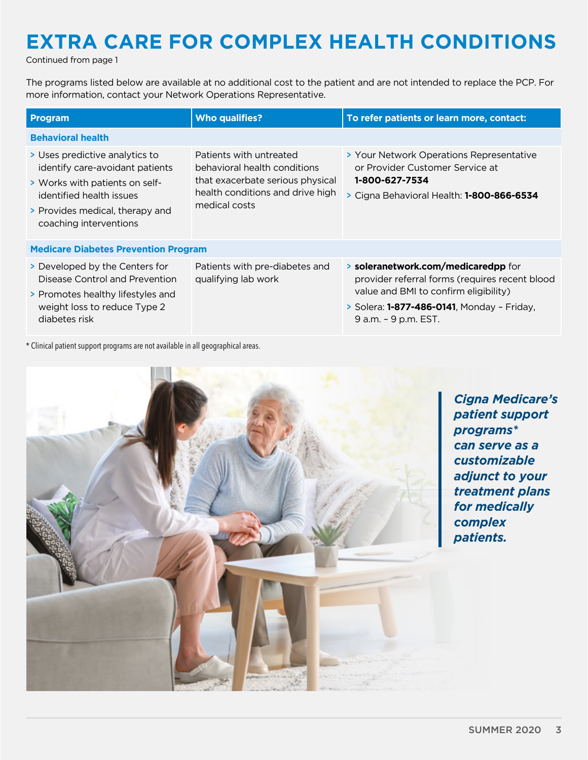# EXTRA CARE FOR COMPLEX HEALTH CONDITIONS

Continued from page 1

The programs listed below are available at no additional cost to the patient and are not intended to replace the PCP. For more information, contact your Network Operations Representative.

| Program | Who qualifies? | To refer patients or learn more, contact: |
| --- | --- | --- |
| **Behavioral health** | | |
| > Uses predictive analytics to identify care-avoidant patients<br>> Works with patients on self-identified health issues<br>> Provides medical, therapy and coaching interventions | Patients with untreated behavioral health conditions that exacerbate serious physical health conditions and drive high medical costs | > Your Network Operations Representative or Provider Customer Service at **1-800-627-7534**<br>> Cigna Behavioral Health: **1-800-866-6534** |
| **Medicare Diabetes Prevention Program** | | |
| > Developed by the Centers for Disease Control and Prevention<br>> Promotes healthy lifestyles and weight loss to reduce Type 2 diabetes risk | Patients with pre-diabetes and qualifying lab work | > **soleranetwork.com/medicaredpp** for provider referral forms (requires recent blood value and BMI to confirm eligibility)<br>> Solera: **1-877-486-0141**, Monday – Friday, 9 a.m. – 9 p.m. EST. |

* Clinical patient support programs are not available in all geographical areas.

***Cigna Medicare's patient support programs\* can serve as a customizable adjunct to your treatment plans for medically complex patients.***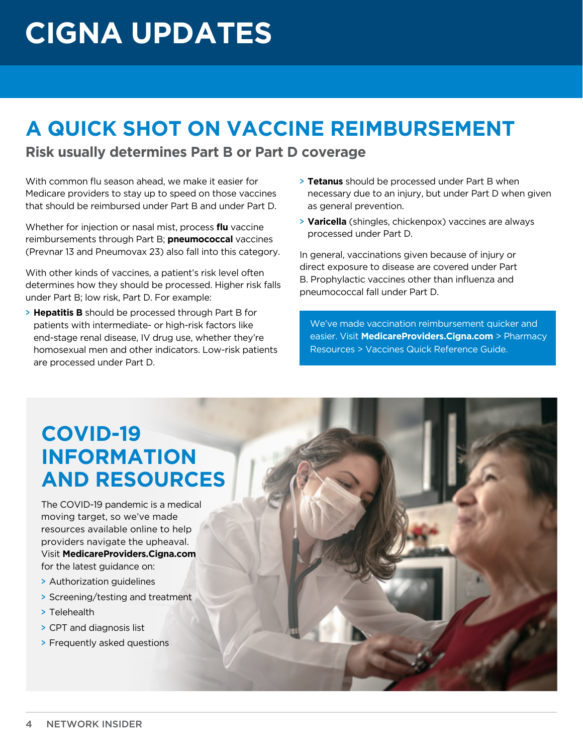# CIGNA UPDATES

## A QUICK SHOT ON VACCINE REIMBURSEMENT

### Risk usually determines Part B or Part D coverage

With common flu season ahead, we make it easier for Medicare providers to stay up to speed on those vaccines that should be reimbursed under Part B and under Part D.

Whether for injection or nasal mist, process **flu** vaccine reimbursements through Part B; **pneumococcal** vaccines (Prevnar 13 and Pneumovax 23) also fall into this category.

With other kinds of vaccines, a patient's risk level often determines how they should be processed. Higher risk falls under Part B; low risk, Part D. For example:

- **Hepatitis B** should be processed through Part B for patients with intermediate- or high-risk factors like end-stage renal disease, IV drug use, whether they're homosexual men and other indicators. Low-risk patients are processed under Part D.
- **Tetanus** should be processed under Part B when necessary due to an injury, but under Part D when given as general prevention.
- **Varicella** (shingles, chickenpox) vaccines are always processed under Part D.

In general, vaccinations given because of injury or direct exposure to disease are covered under Part B. Prophylactic vaccines other than influenza and pneumococcal fall under Part D.

We've made vaccination reimbursement quicker and easier. Visit **MedicareProviders.Cigna.com** > Pharmacy Resources > Vaccines Quick Reference Guide.

## COVID-19 INFORMATION AND RESOURCES

The COVID-19 pandemic is a medical moving target, so we've made resources available online to help providers navigate the upheaval. Visit **MedicareProviders.Cigna.com** for the latest guidance on:

- Authorization guidelines
- Screening/testing and treatment
- Telehealth
- CPT and diagnosis list
- Frequently asked questions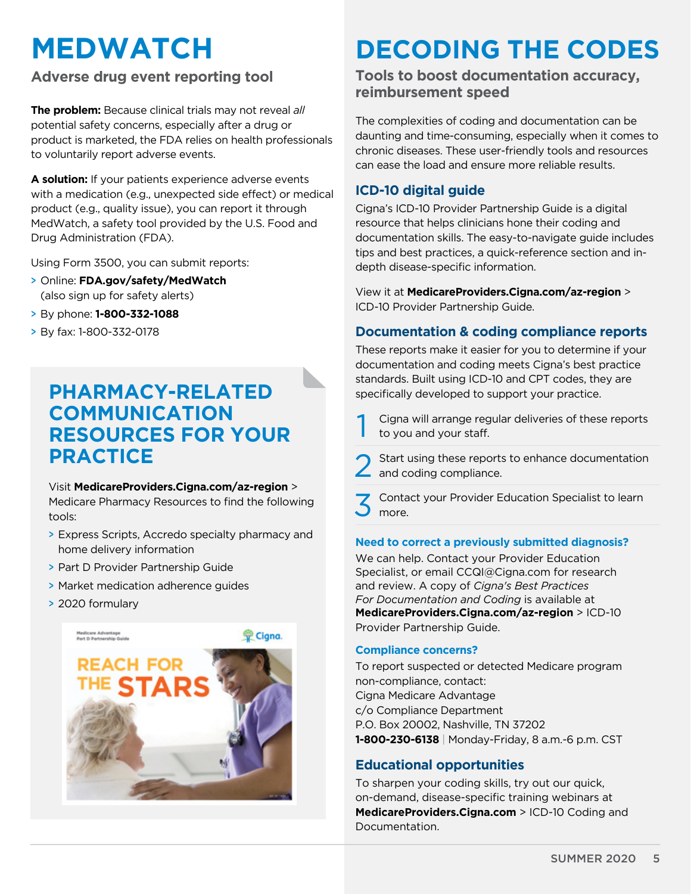# MEDWATCH

## Adverse drug event reporting tool

**The problem:** Because clinical trials may not reveal *all* potential safety concerns, especially after a drug or product is marketed, the FDA relies on health professionals to voluntarily report adverse events.

**A solution:** If your patients experience adverse events with a medication (e.g., unexpected side effect) or medical product (e.g., quality issue), you can report it through MedWatch, a safety tool provided by the U.S. Food and Drug Administration (FDA).

Using Form 3500, you can submit reports:

- Online: **FDA.gov/safety/MedWatch** (also sign up for safety alerts)
- By phone: **1-800-332-1088**
- By fax: 1-800-332-0178

## PHARMACY-RELATED COMMUNICATION RESOURCES FOR YOUR PRACTICE

Visit **MedicareProviders.Cigna.com/az-region** > Medicare Pharmacy Resources to find the following tools:

- Express Scripts, Accredo specialty pharmacy and home delivery information
- Part D Provider Partnership Guide
- Market medication adherence guides
- 2020 formulary

# DECODING THE CODES

## Tools to boost documentation accuracy, reimbursement speed

The complexities of coding and documentation can be daunting and time-consuming, especially when it comes to chronic diseases. These user-friendly tools and resources can ease the load and ensure more reliable results.

### ICD-10 digital guide

Cigna's ICD-10 Provider Partnership Guide is a digital resource that helps clinicians hone their coding and documentation skills. The easy-to-navigate guide includes tips and best practices, a quick-reference section and in-depth disease-specific information.

View it at **MedicareProviders.Cigna.com/az-region** > ICD-10 Provider Partnership Guide.

### Documentation & coding compliance reports

These reports make it easier for you to determine if your documentation and coding meets Cigna's best practice standards. Built using ICD-10 and CPT codes, they are specifically developed to support your practice.

1. Cigna will arrange regular deliveries of these reports to you and your staff.
2. Start using these reports to enhance documentation and coding compliance.
3. Contact your Provider Education Specialist to learn more.

#### Need to correct a previously submitted diagnosis?

We can help. Contact your Provider Education Specialist, or email CCQI@Cigna.com for research and review. A copy of *Cigna's Best Practices For Documentation and Coding* is available at **MedicareProviders.Cigna.com/az-region** > ICD-10 Provider Partnership Guide.

#### Compliance concerns?

To report suspected or detected Medicare program non-compliance, contact:
Cigna Medicare Advantage
c/o Compliance Department
P.O. Box 20002, Nashville, TN 37202
**1-800-230-6138** | Monday-Friday, 8 a.m.-6 p.m. CST

### Educational opportunities

To sharpen your coding skills, try out our quick, on-demand, disease-specific training webinars at **MedicareProviders.Cigna.com** > ICD-10 Coding and Documentation.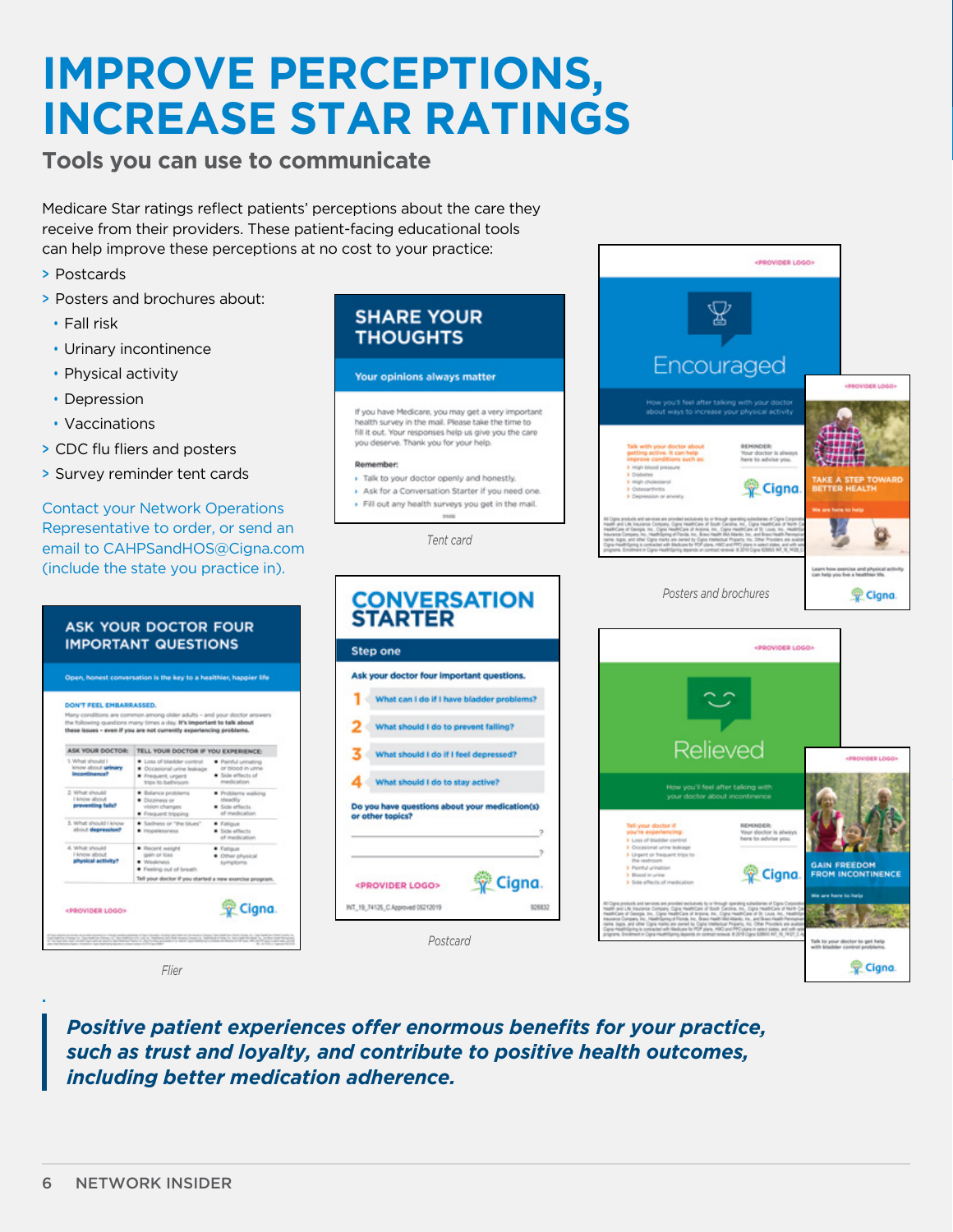# IMPROVE PERCEPTIONS, INCREASE STAR RATINGS

## Tools you can use to communicate

Medicare Star ratings reflect patients' perceptions about the care they receive from their providers. These patient-facing educational tools can help improve these perceptions at no cost to your practice:

- Postcards
- Posters and brochures about:
  - Fall risk
  - Urinary incontinence
  - Physical activity
  - Depression
  - Vaccinations
- CDC flu fliers and posters
- Survey reminder tent cards

Contact your Network Operations Representative to order, or send an email to CAHPSandHOS@Cigna.com (include the state you practice in).

Flier

Tent card

Postcard

Posters and brochures

> ***Positive patient experiences offer enormous benefits for your practice, such as trust and loyalty, and contribute to positive health outcomes, including better medication adherence.***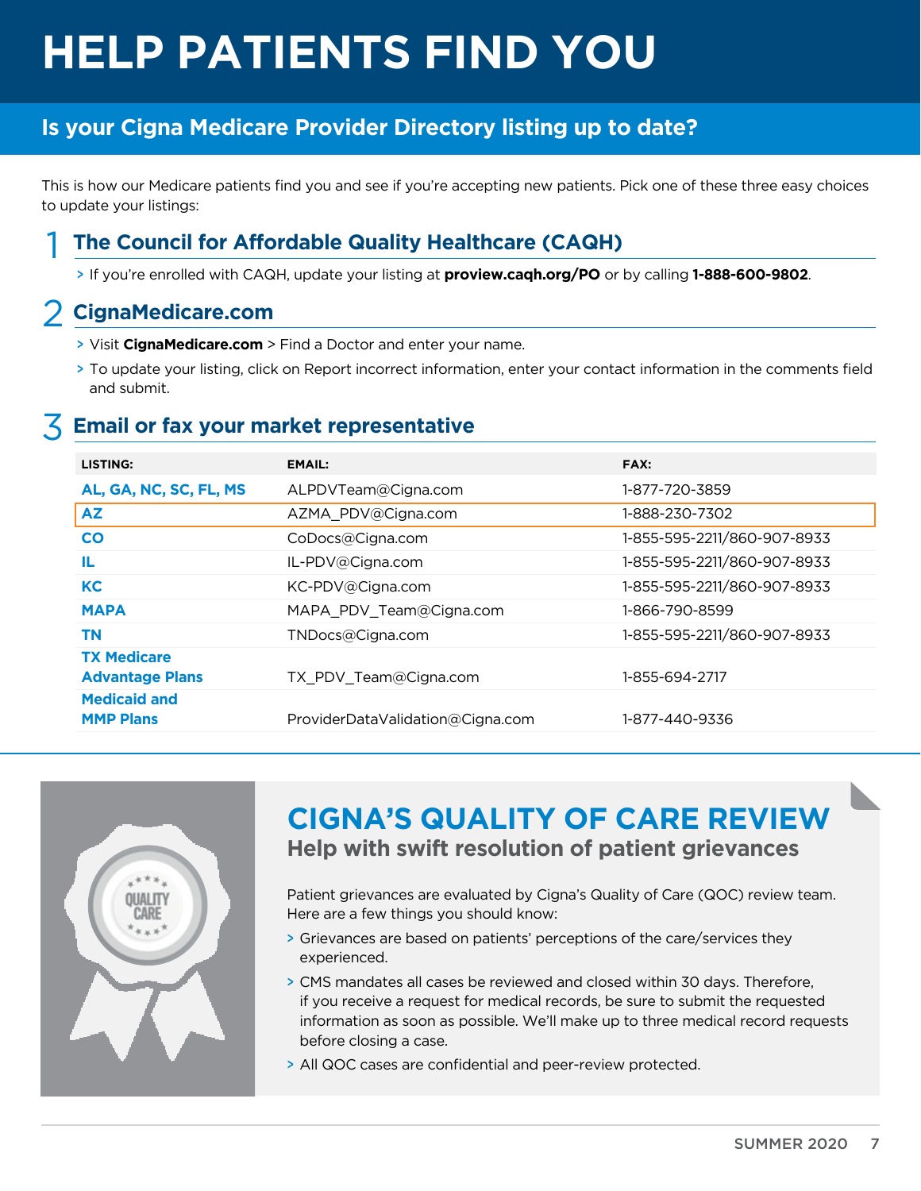# HELP PATIENTS FIND YOU

## Is your Cigna Medicare Provider Directory listing up to date?

This is how our Medicare patients find you and see if you're accepting new patients. Pick one of these three easy choices to update your listings:

### 1 The Council for Affordable Quality Healthcare (CAQH)

> If you're enrolled with CAQH, update your listing at **proview.caqh.org/PO** or by calling **1-888-600-9802**.

### 2 CignaMedicare.com

> Visit **CignaMedicare.com** > Find a Doctor and enter your name.

> To update your listing, click on Report incorrect information, enter your contact information in the comments field and submit.

### 3 Email or fax your market representative

| LISTING: | EMAIL: | FAX: |
|---|---|---|
| AL, GA, NC, SC, FL, MS | ALPDVTeam@Cigna.com | 1-877-720-3859 |
| AZ | AZMA_PDV@Cigna.com | 1-888-230-7302 |
| CO | CoDocs@Cigna.com | 1-855-595-2211/860-907-8933 |
| IL | IL-PDV@Cigna.com | 1-855-595-2211/860-907-8933 |
| KC | KC-PDV@Cigna.com | 1-855-595-2211/860-907-8933 |
| MAPA | MAPA_PDV_Team@Cigna.com | 1-866-790-8599 |
| TN | TNDocs@Cigna.com | 1-855-595-2211/860-907-8933 |
| TX Medicare Advantage Plans | TX_PDV_Team@Cigna.com | 1-855-694-2717 |
| Medicaid and MMP Plans | ProviderDataValidation@Cigna.com | 1-877-440-9336 |

## CIGNA'S QUALITY OF CARE REVIEW

### Help with swift resolution of patient grievances

Patient grievances are evaluated by Cigna's Quality of Care (QOC) review team. Here are a few things you should know:

> Grievances are based on patients' perceptions of the care/services they experienced.

> CMS mandates all cases be reviewed and closed within 30 days. Therefore, if you receive a request for medical records, be sure to submit the requested information as soon as possible. We'll make up to three medical record requests before closing a case.

> All QOC cases are confidential and peer-review protected.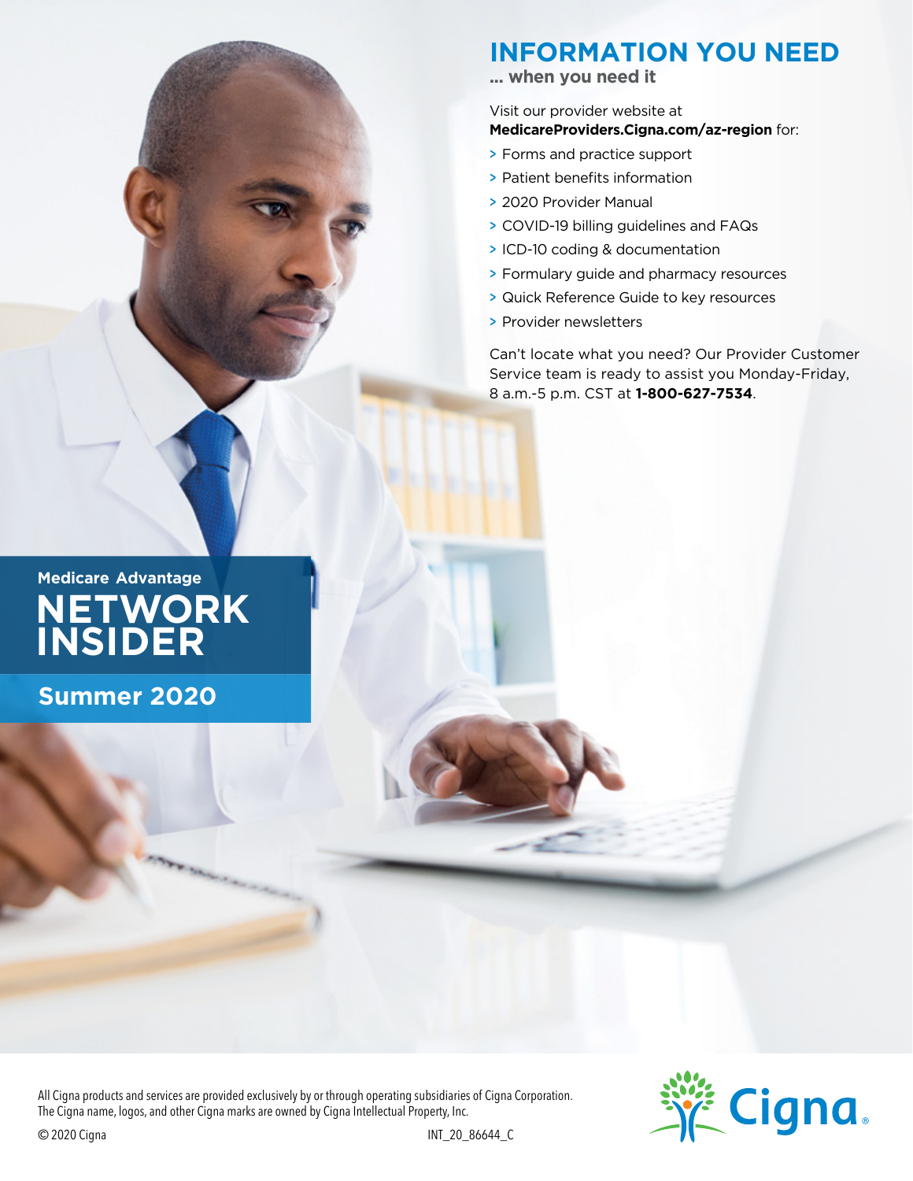## INFORMATION YOU NEED

**… when you need it**

Visit our provider website at **MedicareProviders.Cigna.com/az-region** for:

- Forms and practice support
- Patient benefits information
- 2020 Provider Manual
- COVID-19 billing guidelines and FAQs
- ICD-10 coding & documentation
- Formulary guide and pharmacy resources
- Quick Reference Guide to key resources
- Provider newsletters

Can't locate what you need? Our Provider Customer Service team is ready to assist you Monday-Friday, 8 a.m.-5 p.m. CST at **1-800-627-7534**.

**Medicare Advantage**

# NETWORK INSIDER

**Summer 2020**

All Cigna products and services are provided exclusively by or through operating subsidiaries of Cigna Corporation. The Cigna name, logos, and other Cigna marks are owned by Cigna Intellectual Property, Inc.

© 2020 Cigna

INT_20_86644_C

Cigna